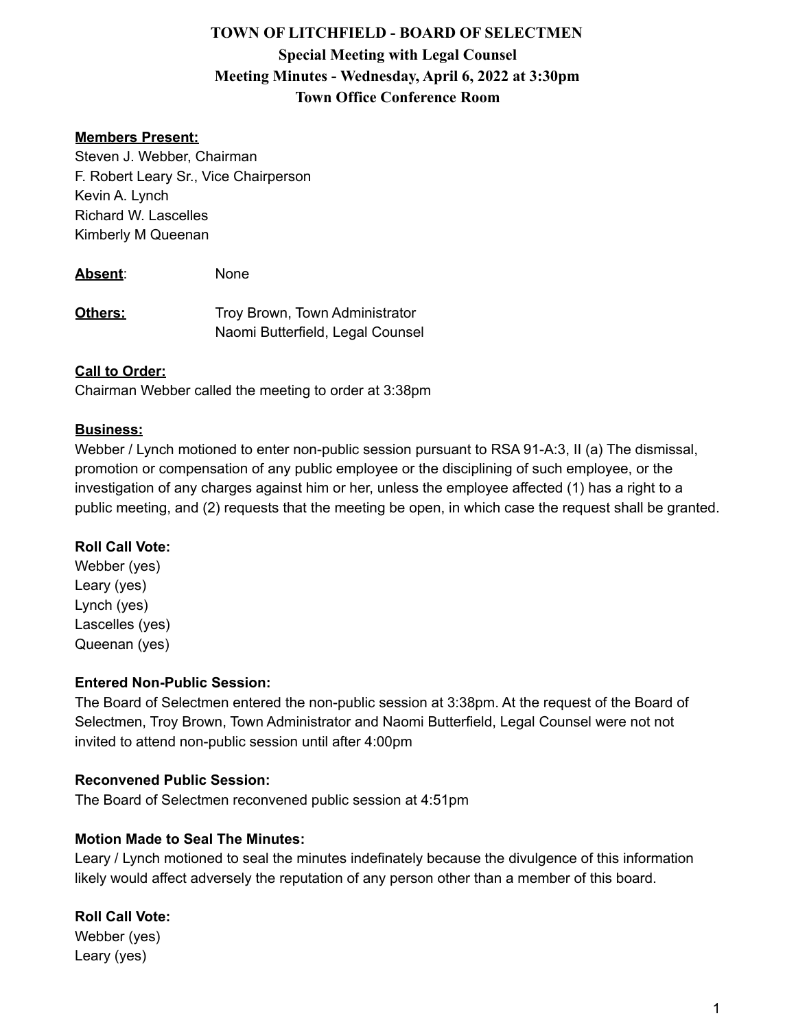# TOWN OF LITCHFIELD - BOARD OF SELECTMEN
## Special Meeting with Legal Counsel
## Meeting Minutes - Wednesday, April 6, 2022 at 3:30pm
## Town Office Conference Room

**Members Present:**
Steven J. Webber, Chairman
F. Robert Leary Sr., Vice Chairperson
Kevin A. Lynch
Richard W. Lascelles
Kimberly M Queenan

**Absent**: None

**Others:** Troy Brown, Town Administrator
Naomi Butterfield, Legal Counsel

**Call to Order:**
Chairman Webber called the meeting to order at 3:38pm

**Business:**
Webber / Lynch motioned to enter non-public session pursuant to RSA 91-A:3, II (a) The dismissal, promotion or compensation of any public employee or the disciplining of such employee, or the investigation of any charges against him or her, unless the employee affected (1) has a right to a public meeting, and (2) requests that the meeting be open, in which case the request shall be granted.

**Roll Call Vote:**
Webber (yes)
Leary (yes)
Lynch (yes)
Lascelles (yes)
Queenan (yes)

**Entered Non-Public Session:**
The Board of Selectmen entered the non-public session at 3:38pm. At the request of the Board of Selectmen, Troy Brown, Town Administrator and Naomi Butterfield, Legal Counsel were not not invited to attend non-public session until after 4:00pm

**Reconvened Public Session:**
The Board of Selectmen reconvened public session at 4:51pm

**Motion Made to Seal The Minutes:**
Leary / Lynch motioned to seal the minutes indefinately because the divulgence of this information likely would affect adversely the reputation of any person other than a member of this board.

**Roll Call Vote:**
Webber (yes)
Leary (yes)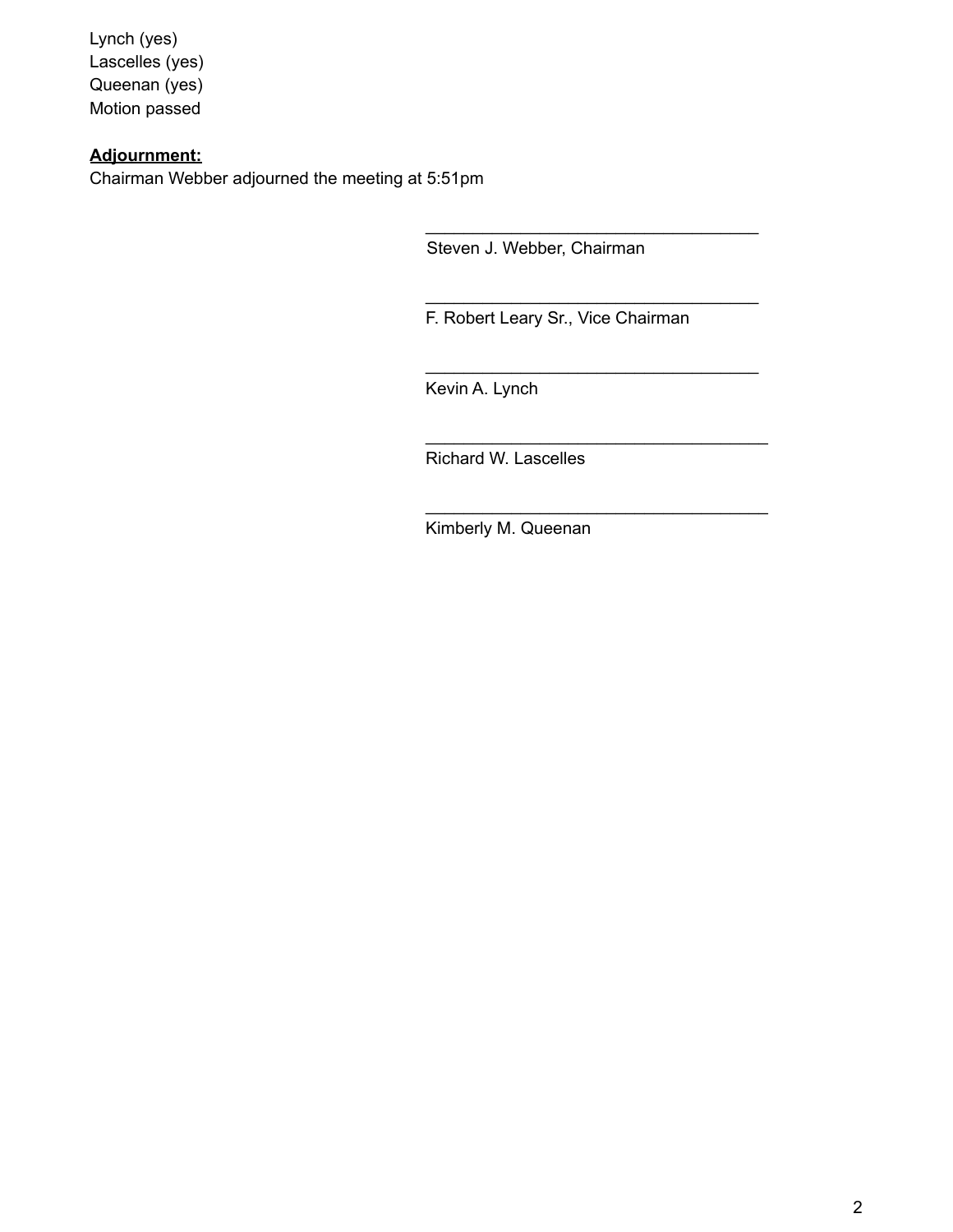Lynch (yes)
Lascelles (yes)
Queenan (yes)
Motion passed

**Adjournment:**
Chairman Webber adjourned the meeting at 5:51pm

\_\_\_\_\_\_\_\_\_\_\_\_\_\_\_\_\_\_\_\_\_\_\_\_\_\_\_\_\_\_\_\_\_\_\_
Steven J. Webber, Chairman

\_\_\_\_\_\_\_\_\_\_\_\_\_\_\_\_\_\_\_\_\_\_\_\_\_\_\_\_\_\_\_\_\_\_\_
F. Robert Leary Sr., Vice Chairman

\_\_\_\_\_\_\_\_\_\_\_\_\_\_\_\_\_\_\_\_\_\_\_\_\_\_\_\_\_\_\_\_\_\_\_
Kevin A. Lynch

\_\_\_\_\_\_\_\_\_\_\_\_\_\_\_\_\_\_\_\_\_\_\_\_\_\_\_\_\_\_\_\_\_\_\_
Richard W. Lascelles

\_\_\_\_\_\_\_\_\_\_\_\_\_\_\_\_\_\_\_\_\_\_\_\_\_\_\_\_\_\_\_\_\_\_\_
Kimberly M. Queenan